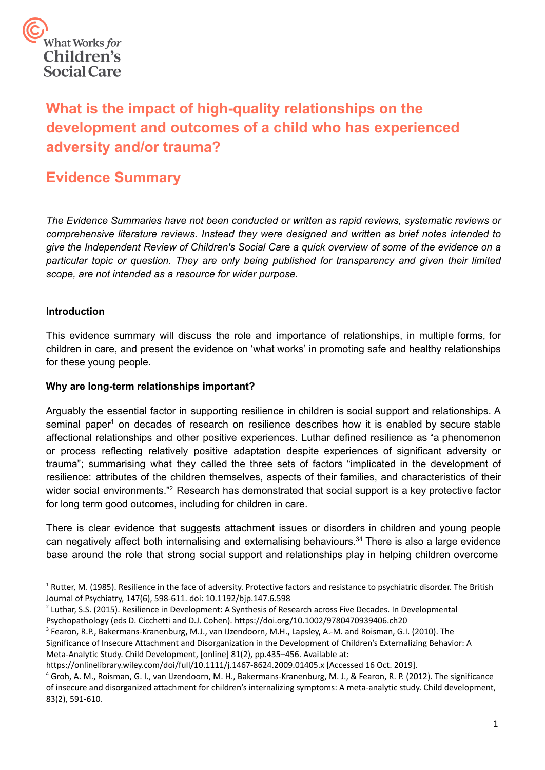# What is the impact of high-quality relationships on the development and outcomes of a child who has experienced adversity and/or trauma?

## Evidence Summary

*The Evidence Summaries have not been conducted or written as rapid reviews, systematic reviews or comprehensive literature reviews. Instead they were designed and written as brief notes intended to give the Independent Review of Children's Social Care a quick overview of some of the evidence on a particular topic or question. They are only being published for transparency and given their limited scope, are not intended as a resource for wider purpose.*

**Introduction**

This evidence summary will discuss the role and importance of relationships, in multiple forms, for children in care, and present the evidence on 'what works' in promoting safe and healthy relationships for these young people.

**Why are long-term relationships important?**

Arguably the essential factor in supporting resilience in children is social support and relationships. A seminal paper[1] on decades of research on resilience describes how it is enabled by secure stable affectional relationships and other positive experiences. Luthar defined resilience as "a phenomenon or process reflecting relatively positive adaptation despite experiences of significant adversity or trauma"; summarising what they called the three sets of factors "implicated in the development of resilience: attributes of the children themselves, aspects of their families, and characteristics of their wider social environments."[2] Research has demonstrated that social support is a key protective factor for long term good outcomes, including for children in care.

There is clear evidence that suggests attachment issues or disorders in children and young people can negatively affect both internalising and externalising behaviours.[3][4] There is also a large evidence base around the role that strong social support and relationships play in helping children overcome

---

[1] Rutter, M. (1985). Resilience in the face of adversity. Protective factors and resistance to psychiatric disorder. The British Journal of Psychiatry, 147(6), 598-611. doi: 10.1192/bjp.147.6.598

[2] Luthar, S.S. (2015). Resilience in Development: A Synthesis of Research across Five Decades. In Developmental Psychopathology (eds D. Cicchetti and D.J. Cohen). https://doi.org/10.1002/9780470939406.ch20

[3] Fearon, R.P., Bakermans-Kranenburg, M.J., van IJzendoorn, M.H., Lapsley, A.-M. and Roisman, G.I. (2010). The Significance of Insecure Attachment and Disorganization in the Development of Children's Externalizing Behavior: A Meta-Analytic Study. Child Development, [online] 81(2), pp.435–456. Available at: https://onlinelibrary.wiley.com/doi/full/10.1111/j.1467-8624.2009.01405.x [Accessed 16 Oct. 2019].

[4] Groh, A. M., Roisman, G. I., van IJzendoorn, M. H., Bakermans-Kranenburg, M. J., & Fearon, R. P. (2012). The significance of insecure and disorganized attachment for children's internalizing symptoms: A meta-analytic study. Child development, 83(2), 591-610.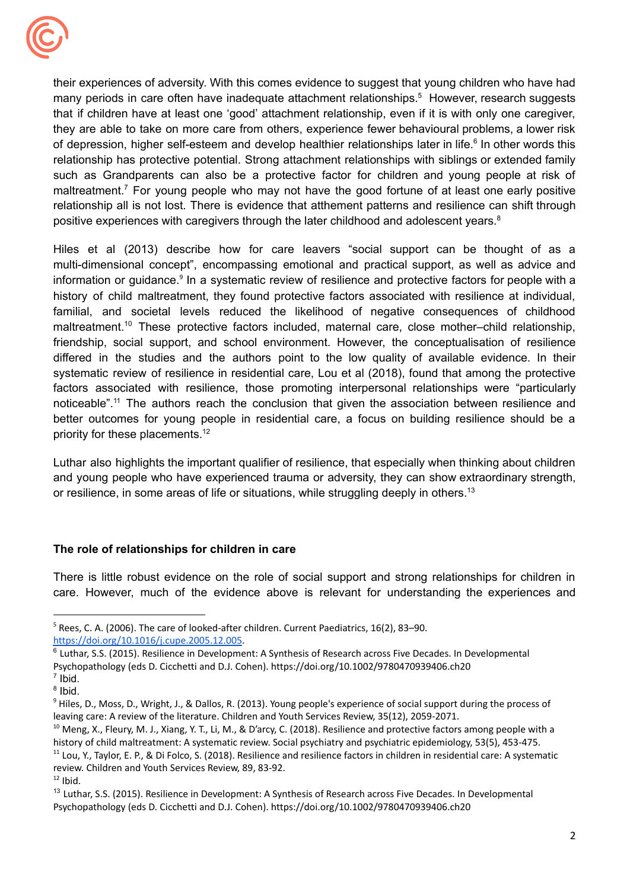their experiences of adversity. With this comes evidence to suggest that young children who have had many periods in care often have inadequate attachment relationships.[5] However, research suggests that if children have at least one 'good' attachment relationship, even if it is with only one caregiver, they are able to take on more care from others, experience fewer behavioural problems, a lower risk of depression, higher self-esteem and develop healthier relationships later in life.[6] In other words this relationship has protective potential. Strong attachment relationships with siblings or extended family such as Grandparents can also be a protective factor for children and young people at risk of maltreatment.[7] For young people who may not have the good fortune of at least one early positive relationship all is not lost. There is evidence that atthement patterns and resilience can shift through positive experiences with caregivers through the later childhood and adolescent years.[8]

Hiles et al (2013) describe how for care leavers "social support can be thought of as a multi-dimensional concept", encompassing emotional and practical support, as well as advice and information or guidance.[9] In a systematic review of resilience and protective factors for people with a history of child maltreatment, they found protective factors associated with resilience at individual, familial, and societal levels reduced the likelihood of negative consequences of childhood maltreatment.[10] These protective factors included, maternal care, close mother–child relationship, friendship, social support, and school environment. However, the conceptualisation of resilience differed in the studies and the authors point to the low quality of available evidence. In their systematic review of resilience in residential care, Lou et al (2018), found that among the protective factors associated with resilience, those promoting interpersonal relationships were "particularly noticeable".[11] The authors reach the conclusion that given the association between resilience and better outcomes for young people in residential care, a focus on building resilience should be a priority for these placements.[12]

Luthar also highlights the important qualifier of resilience, that especially when thinking about children and young people who have experienced trauma or adversity, they can show extraordinary strength, or resilience, in some areas of life or situations, while struggling deeply in others.[13]

**The role of relationships for children in care**

There is little robust evidence on the role of social support and strong relationships for children in care. However, much of the evidence above is relevant for understanding the experiences and

---

[5] Rees, C. A. (2006). The care of looked-after children. Current Paediatrics, 16(2), 83–90. https://doi.org/10.1016/j.cupe.2005.12.005.

[6] Luthar, S.S. (2015). Resilience in Development: A Synthesis of Research across Five Decades. In Developmental Psychopathology (eds D. Cicchetti and D.J. Cohen). https://doi.org/10.1002/9780470939406.ch20

[7] Ibid.

[8] Ibid.

[9] Hiles, D., Moss, D., Wright, J., & Dallos, R. (2013). Young people's experience of social support during the process of leaving care: A review of the literature. Children and Youth Services Review, 35(12), 2059-2071.

[10] Meng, X., Fleury, M. J., Xiang, Y. T., Li, M., & D'arcy, C. (2018). Resilience and protective factors among people with a history of child maltreatment: A systematic review. Social psychiatry and psychiatric epidemiology, 53(5), 453-475.

[11] Lou, Y., Taylor, E. P., & Di Folco, S. (2018). Resilience and resilience factors in children in residential care: A systematic review. Children and Youth Services Review, 89, 83-92.

[12] Ibid.

[13] Luthar, S.S. (2015). Resilience in Development: A Synthesis of Research across Five Decades. In Developmental Psychopathology (eds D. Cicchetti and D.J. Cohen). https://doi.org/10.1002/9780470939406.ch20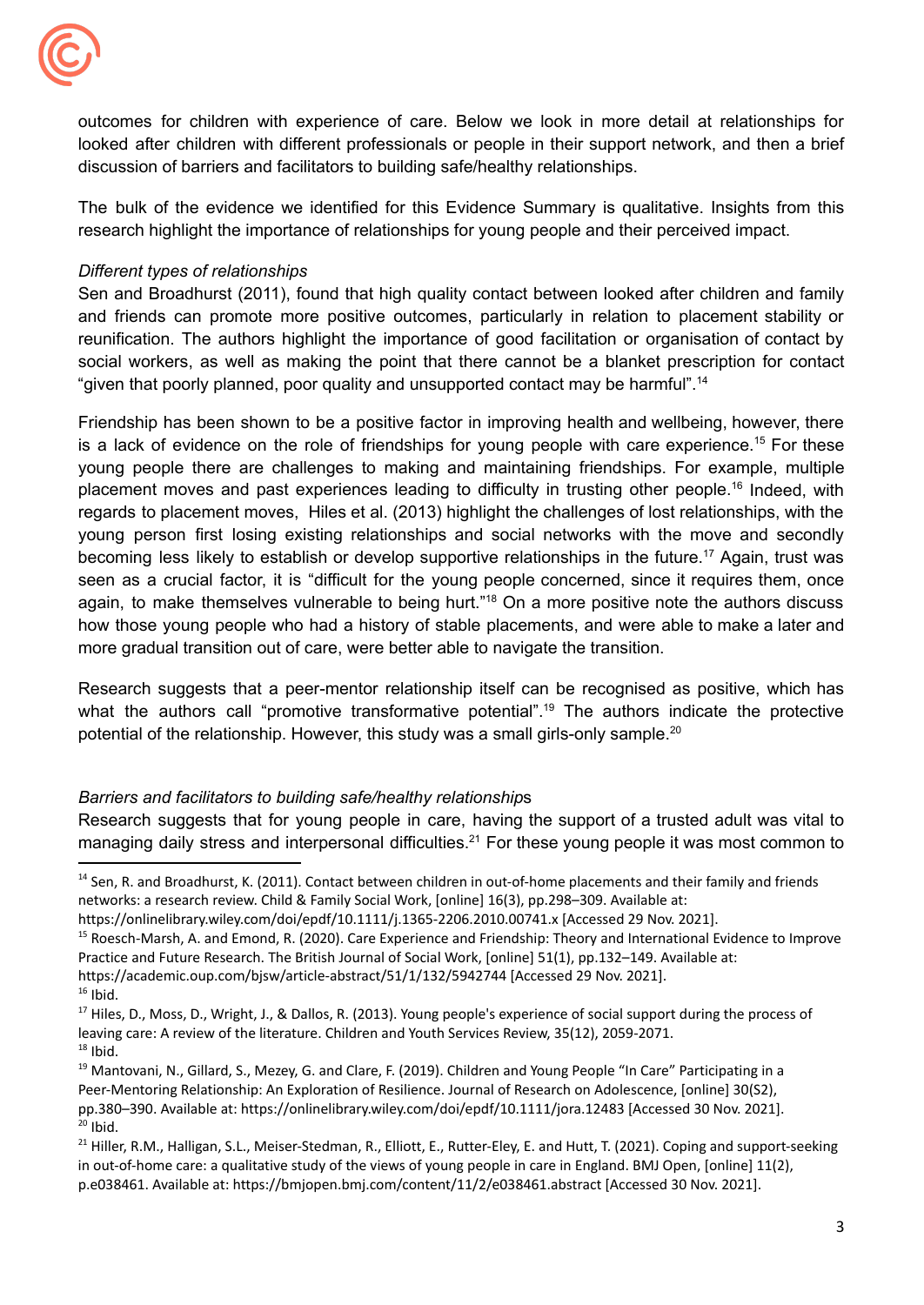outcomes for children with experience of care. Below we look in more detail at relationships for looked after children with different professionals or people in their support network, and then a brief discussion of barriers and facilitators to building safe/healthy relationships.

The bulk of the evidence we identified for this Evidence Summary is qualitative. Insights from this research highlight the importance of relationships for young people and their perceived impact.

*Different types of relationships*

Sen and Broadhurst (2011), found that high quality contact between looked after children and family and friends can promote more positive outcomes, particularly in relation to placement stability or reunification. The authors highlight the importance of good facilitation or organisation of contact by social workers, as well as making the point that there cannot be a blanket prescription for contact "given that poorly planned, poor quality and unsupported contact may be harmful".[14]

Friendship has been shown to be a positive factor in improving health and wellbeing, however, there is a lack of evidence on the role of friendships for young people with care experience.[15] For these young people there are challenges to making and maintaining friendships. For example, multiple placement moves and past experiences leading to difficulty in trusting other people.[16] Indeed, with regards to placement moves, Hiles et al. (2013) highlight the challenges of lost relationships, with the young person first losing existing relationships and social networks with the move and secondly becoming less likely to establish or develop supportive relationships in the future.[17] Again, trust was seen as a crucial factor, it is "difficult for the young people concerned, since it requires them, once again, to make themselves vulnerable to being hurt."[18] On a more positive note the authors discuss how those young people who had a history of stable placements, and were able to make a later and more gradual transition out of care, were better able to navigate the transition.

Research suggests that a peer-mentor relationship itself can be recognised as positive, which has what the authors call "promotive transformative potential".[19] The authors indicate the protective potential of the relationship. However, this study was a small girls-only sample.[20]

*Barriers and facilitators to building safe/healthy relationships*

Research suggests that for young people in care, having the support of a trusted adult was vital to managing daily stress and interpersonal difficulties.[21] For these young people it was most common to

---

[14] Sen, R. and Broadhurst, K. (2011). Contact between children in out-of-home placements and their family and friends networks: a research review. Child & Family Social Work, [online] 16(3), pp.298–309. Available at: https://onlinelibrary.wiley.com/doi/epdf/10.1111/j.1365-2206.2010.00741.x [Accessed 29 Nov. 2021].

[15] Roesch-Marsh, A. and Emond, R. (2020). Care Experience and Friendship: Theory and International Evidence to Improve Practice and Future Research. The British Journal of Social Work, [online] 51(1), pp.132–149. Available at: https://academic.oup.com/bjsw/article-abstract/51/1/132/5942744 [Accessed 29 Nov. 2021].

[16] Ibid.

[17] Hiles, D., Moss, D., Wright, J., & Dallos, R. (2013). Young people's experience of social support during the process of leaving care: A review of the literature. Children and Youth Services Review, 35(12), 2059-2071.

[18] Ibid.

[19] Mantovani, N., Gillard, S., Mezey, G. and Clare, F. (2019). Children and Young People "In Care" Participating in a Peer-Mentoring Relationship: An Exploration of Resilience. Journal of Research on Adolescence, [online] 30(S2), pp.380–390. Available at: https://onlinelibrary.wiley.com/doi/epdf/10.1111/jora.12483 [Accessed 30 Nov. 2021].

[20] Ibid.

[21] Hiller, R.M., Halligan, S.L., Meiser-Stedman, R., Elliott, E., Rutter-Eley, E. and Hutt, T. (2021). Coping and support-seeking in out-of-home care: a qualitative study of the views of young people in care in England. BMJ Open, [online] 11(2), p.e038461. Available at: https://bmjopen.bmj.com/content/11/2/e038461.abstract [Accessed 30 Nov. 2021].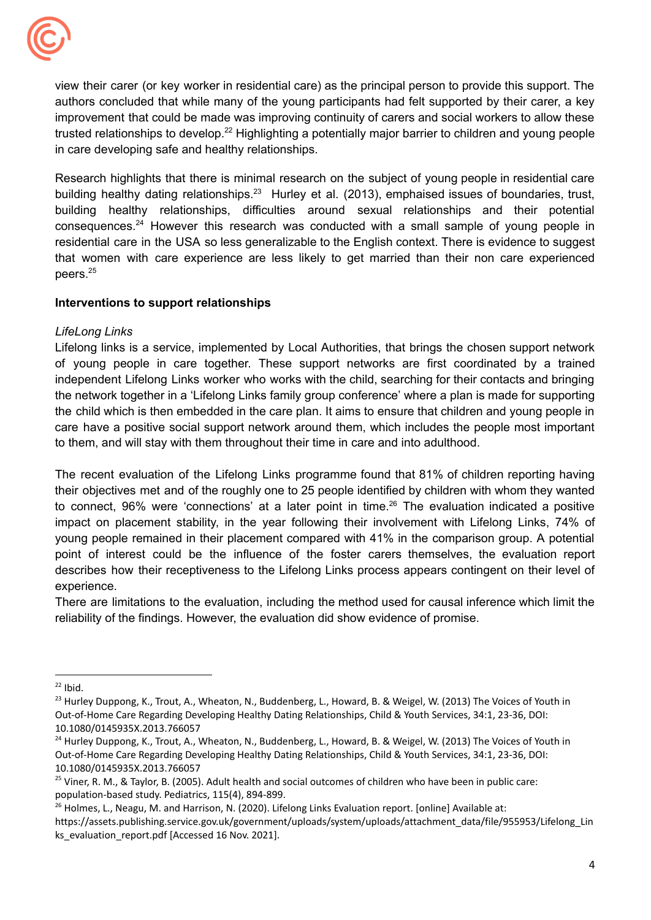view their carer (or key worker in residential care) as the principal person to provide this support. The authors concluded that while many of the young participants had felt supported by their carer, a key improvement that could be made was improving continuity of carers and social workers to allow these trusted relationships to develop.[22] Highlighting a potentially major barrier to children and young people in care developing safe and healthy relationships.

Research highlights that there is minimal research on the subject of young people in residential care building healthy dating relationships.[23] Hurley et al. (2013), emphaised issues of boundaries, trust, building healthy relationships, difficulties around sexual relationships and their potential consequences.[24] However this research was conducted with a small sample of young people in residential care in the USA so less generalizable to the English context. There is evidence to suggest that women with care experience are less likely to get married than their non care experienced peers.[25]

**Interventions to support relationships**

*LifeLong Links*

Lifelong links is a service, implemented by Local Authorities, that brings the chosen support network of young people in care together. These support networks are first coordinated by a trained independent Lifelong Links worker who works with the child, searching for their contacts and bringing the network together in a 'Lifelong Links family group conference' where a plan is made for supporting the child which is then embedded in the care plan. It aims to ensure that children and young people in care have a positive social support network around them, which includes the people most important to them, and will stay with them throughout their time in care and into adulthood.

The recent evaluation of the Lifelong Links programme found that 81% of children reporting having their objectives met and of the roughly one to 25 people identified by children with whom they wanted to connect, 96% were 'connections' at a later point in time.[26] The evaluation indicated a positive impact on placement stability, in the year following their involvement with Lifelong Links, 74% of young people remained in their placement compared with 41% in the comparison group. A potential point of interest could be the influence of the foster carers themselves, the evaluation report describes how their receptiveness to the Lifelong Links process appears contingent on their level of experience.

There are limitations to the evaluation, including the method used for causal inference which limit the reliability of the findings. However, the evaluation did show evidence of promise.

---

[22] Ibid.

[23] Hurley Duppong, K., Trout, A., Wheaton, N., Buddenberg, L., Howard, B. & Weigel, W. (2013) The Voices of Youth in Out-of-Home Care Regarding Developing Healthy Dating Relationships, Child & Youth Services, 34:1, 23-36, DOI: 10.1080/0145935X.2013.766057

[24] Hurley Duppong, K., Trout, A., Wheaton, N., Buddenberg, L., Howard, B. & Weigel, W. (2013) The Voices of Youth in Out-of-Home Care Regarding Developing Healthy Dating Relationships, Child & Youth Services, 34:1, 23-36, DOI: 10.1080/0145935X.2013.766057

[25] Viner, R. M., & Taylor, B. (2005). Adult health and social outcomes of children who have been in public care: population-based study. Pediatrics, 115(4), 894-899.

[26] Holmes, L., Neagu, M. and Harrison, N. (2020). Lifelong Links Evaluation report. [online] Available at: https://assets.publishing.service.gov.uk/government/uploads/system/uploads/attachment_data/file/955953/Lifelong_Links_evaluation_report.pdf [Accessed 16 Nov. 2021].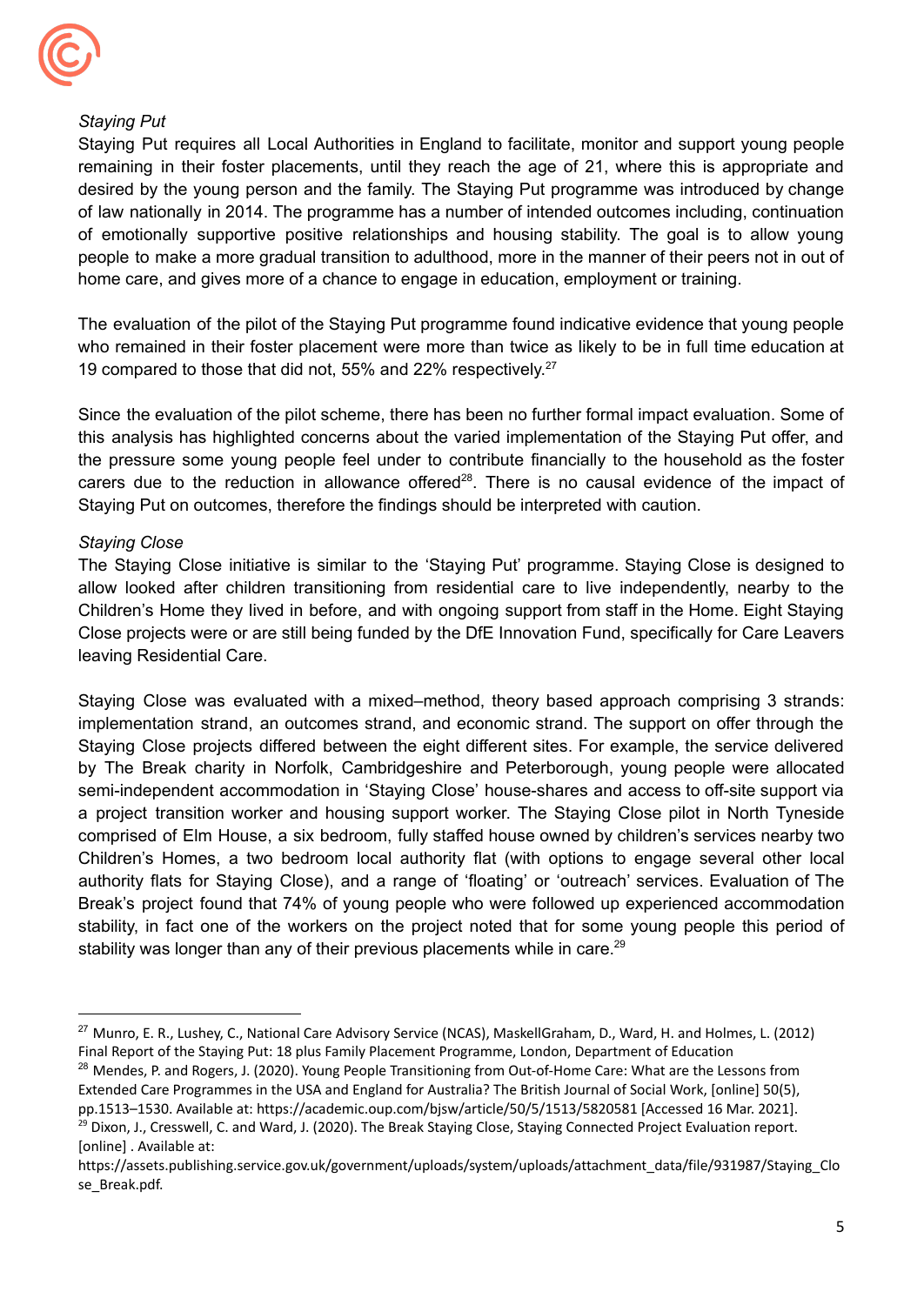*Staying Put*

Staying Put requires all Local Authorities in England to facilitate, monitor and support young people remaining in their foster placements, until they reach the age of 21, where this is appropriate and desired by the young person and the family. The Staying Put programme was introduced by change of law nationally in 2014. The programme has a number of intended outcomes including, continuation of emotionally supportive positive relationships and housing stability. The goal is to allow young people to make a more gradual transition to adulthood, more in the manner of their peers not in out of home care, and gives more of a chance to engage in education, employment or training.

The evaluation of the pilot of the Staying Put programme found indicative evidence that young people who remained in their foster placement were more than twice as likely to be in full time education at 19 compared to those that did not, 55% and 22% respectively.[27]

Since the evaluation of the pilot scheme, there has been no further formal impact evaluation. Some of this analysis has highlighted concerns about the varied implementation of the Staying Put offer, and the pressure some young people feel under to contribute financially to the household as the foster carers due to the reduction in allowance offered[28]. There is no causal evidence of the impact of Staying Put on outcomes, therefore the findings should be interpreted with caution.

*Staying Close*

The Staying Close initiative is similar to the 'Staying Put' programme. Staying Close is designed to allow looked after children transitioning from residential care to live independently, nearby to the Children's Home they lived in before, and with ongoing support from staff in the Home. Eight Staying Close projects were or are still being funded by the DfE Innovation Fund, specifically for Care Leavers leaving Residential Care.

Staying Close was evaluated with a mixed–method, theory based approach comprising 3 strands: implementation strand, an outcomes strand, and economic strand. The support on offer through the Staying Close projects differed between the eight different sites. For example, the service delivered by The Break charity in Norfolk, Cambridgeshire and Peterborough, young people were allocated semi-independent accommodation in 'Staying Close' house-shares and access to off-site support via a project transition worker and housing support worker. The Staying Close pilot in North Tyneside comprised of Elm House, a six bedroom, fully staffed house owned by children's services nearby two Children's Homes, a two bedroom local authority flat (with options to engage several other local authority flats for Staying Close), and a range of 'floating' or 'outreach' services. Evaluation of The Break's project found that 74% of young people who were followed up experienced accommodation stability, in fact one of the workers on the project noted that for some young people this period of stability was longer than any of their previous placements while in care.[29]

---

[27] Munro, E. R., Lushey, C., National Care Advisory Service (NCAS), MaskellGraham, D., Ward, H. and Holmes, L. (2012) Final Report of the Staying Put: 18 plus Family Placement Programme, London, Department of Education

[28] Mendes, P. and Rogers, J. (2020). Young People Transitioning from Out-of-Home Care: What are the Lessons from Extended Care Programmes in the USA and England for Australia? The British Journal of Social Work, [online] 50(5), pp.1513–1530. Available at: https://academic.oup.com/bjsw/article/50/5/1513/5820581 [Accessed 16 Mar. 2021].

[29] Dixon, J., Cresswell, C. and Ward, J. (2020). The Break Staying Close, Staying Connected Project Evaluation report. [online] . Available at: https://assets.publishing.service.gov.uk/government/uploads/system/uploads/attachment_data/file/931987/Staying_Close_Break.pdf.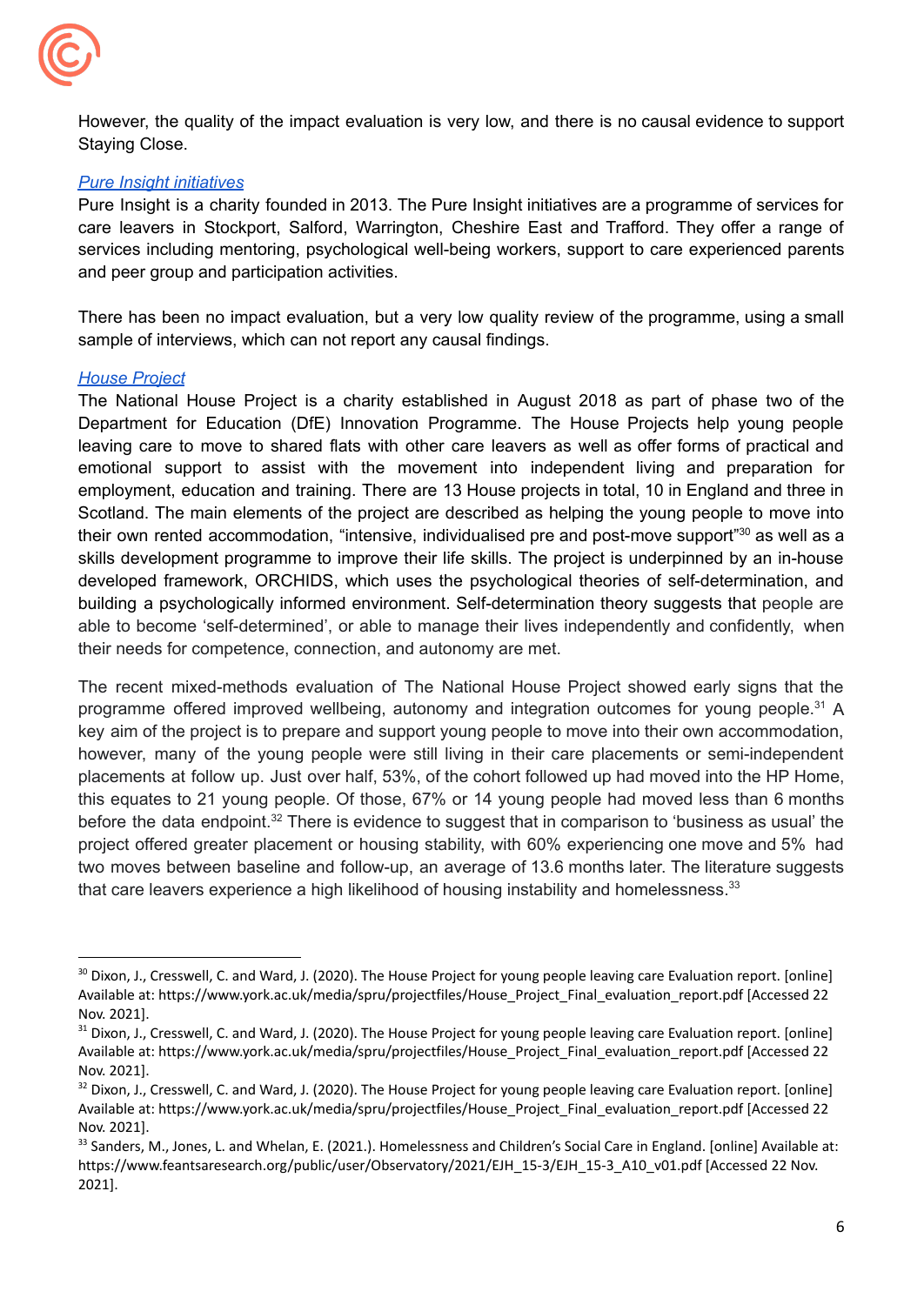However, the quality of the impact evaluation is very low, and there is no causal evidence to support Staying Close.

### *Pure Insight initiatives*

Pure Insight is a charity founded in 2013. The Pure Insight initiatives are a programme of services for care leavers in Stockport, Salford, Warrington, Cheshire East and Trafford. They offer a range of services including mentoring, psychological well-being workers, support to care experienced parents and peer group and participation activities.

There has been no impact evaluation, but a very low quality review of the programme, using a small sample of interviews, which can not report any causal findings.

### *House Project*

The National House Project is a charity established in August 2018 as part of phase two of the Department for Education (DfE) Innovation Programme. The House Projects help young people leaving care to move to shared flats with other care leavers as well as offer forms of practical and emotional support to assist with the movement into independent living and preparation for employment, education and training. There are 13 House projects in total, 10 in England and three in Scotland. The main elements of the project are described as helping the young people to move into their own rented accommodation, "intensive, individualised pre and post-move support"[30] as well as a skills development programme to improve their life skills. The project is underpinned by an in-house developed framework, ORCHIDS, which uses the psychological theories of self-determination, and building a psychologically informed environment. Self-determination theory suggests that people are able to become 'self-determined', or able to manage their lives independently and confidently, when their needs for competence, connection, and autonomy are met.

The recent mixed-methods evaluation of The National House Project showed early signs that the programme offered improved wellbeing, autonomy and integration outcomes for young people.[31] A key aim of the project is to prepare and support young people to move into their own accommodation, however, many of the young people were still living in their care placements or semi-independent placements at follow up. Just over half, 53%, of the cohort followed up had moved into the HP Home, this equates to 21 young people. Of those, 67% or 14 young people had moved less than 6 months before the data endpoint.[32] There is evidence to suggest that in comparison to 'business as usual' the project offered greater placement or housing stability, with 60% experiencing one move and 5% had two moves between baseline and follow-up, an average of 13.6 months later. The literature suggests that care leavers experience a high likelihood of housing instability and homelessness.[33]

---

[30] Dixon, J., Cresswell, C. and Ward, J. (2020). The House Project for young people leaving care Evaluation report. [online] Available at: https://www.york.ac.uk/media/spru/projectfiles/House_Project_Final_evaluation_report.pdf [Accessed 22 Nov. 2021].

[31] Dixon, J., Cresswell, C. and Ward, J. (2020). The House Project for young people leaving care Evaluation report. [online] Available at: https://www.york.ac.uk/media/spru/projectfiles/House_Project_Final_evaluation_report.pdf [Accessed 22 Nov. 2021].

[32] Dixon, J., Cresswell, C. and Ward, J. (2020). The House Project for young people leaving care Evaluation report. [online] Available at: https://www.york.ac.uk/media/spru/projectfiles/House_Project_Final_evaluation_report.pdf [Accessed 22 Nov. 2021].

[33] Sanders, M., Jones, L. and Whelan, E. (2021.). Homelessness and Children's Social Care in England. [online] Available at: https://www.feantsaresearch.org/public/user/Observatory/2021/EJH_15-3/EJH_15-3_A10_v01.pdf [Accessed 22 Nov. 2021].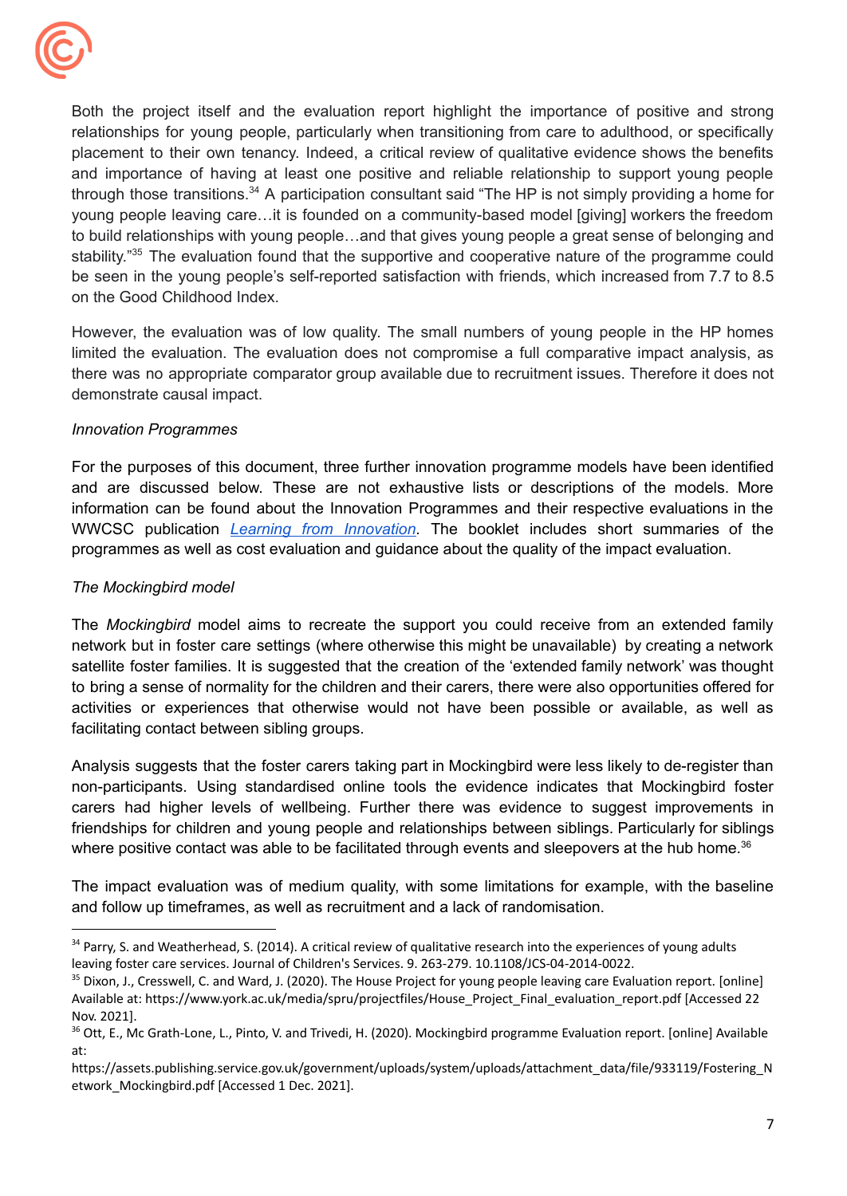Both the project itself and the evaluation report highlight the importance of positive and strong relationships for young people, particularly when transitioning from care to adulthood, or specifically placement to their own tenancy. Indeed, a critical review of qualitative evidence shows the benefits and importance of having at least one positive and reliable relationship to support young people through those transitions.[34] A participation consultant said "The HP is not simply providing a home for young people leaving care…it is founded on a community-based model [giving] workers the freedom to build relationships with young people…and that gives young people a great sense of belonging and stability."[35] The evaluation found that the supportive and cooperative nature of the programme could be seen in the young people's self-reported satisfaction with friends, which increased from 7.7 to 8.5 on the Good Childhood Index.

However, the evaluation was of low quality. The small numbers of young people in the HP homes limited the evaluation. The evaluation does not compromise a full comparative impact analysis, as there was no appropriate comparator group available due to recruitment issues. Therefore it does not demonstrate causal impact.

*Innovation Programmes*

For the purposes of this document, three further innovation programme models have been identified and are discussed below. These are not exhaustive lists or descriptions of the models. More information can be found about the Innovation Programmes and their respective evaluations in the WWCSC publication *Learning from Innovation*. The booklet includes short summaries of the programmes as well as cost evaluation and guidance about the quality of the impact evaluation.

*The Mockingbird model*

The *Mockingbird* model aims to recreate the support you could receive from an extended family network but in foster care settings (where otherwise this might be unavailable) by creating a network satellite foster families. It is suggested that the creation of the 'extended family network' was thought to bring a sense of normality for the children and their carers, there were also opportunities offered for activities or experiences that otherwise would not have been possible or available, as well as facilitating contact between sibling groups.

Analysis suggests that the foster carers taking part in Mockingbird were less likely to de-register than non-participants. Using standardised online tools the evidence indicates that Mockingbird foster carers had higher levels of wellbeing. Further there was evidence to suggest improvements in friendships for children and young people and relationships between siblings. Particularly for siblings where positive contact was able to be facilitated through events and sleepovers at the hub home.[36]

The impact evaluation was of medium quality, with some limitations for example, with the baseline and follow up timeframes, as well as recruitment and a lack of randomisation.

---

[34] Parry, S. and Weatherhead, S. (2014). A critical review of qualitative research into the experiences of young adults leaving foster care services. Journal of Children's Services. 9. 263-279. 10.1108/JCS-04-2014-0022.

[35] Dixon, J., Cresswell, C. and Ward, J. (2020). The House Project for young people leaving care Evaluation report. [online] Available at: https://www.york.ac.uk/media/spru/projectfiles/House_Project_Final_evaluation_report.pdf [Accessed 22 Nov. 2021].

[36] Ott, E., Mc Grath-Lone, L., Pinto, V. and Trivedi, H. (2020). Mockingbird programme Evaluation report. [online] Available at: https://assets.publishing.service.gov.uk/government/uploads/system/uploads/attachment_data/file/933119/Fostering_Network_Mockingbird.pdf [Accessed 1 Dec. 2021].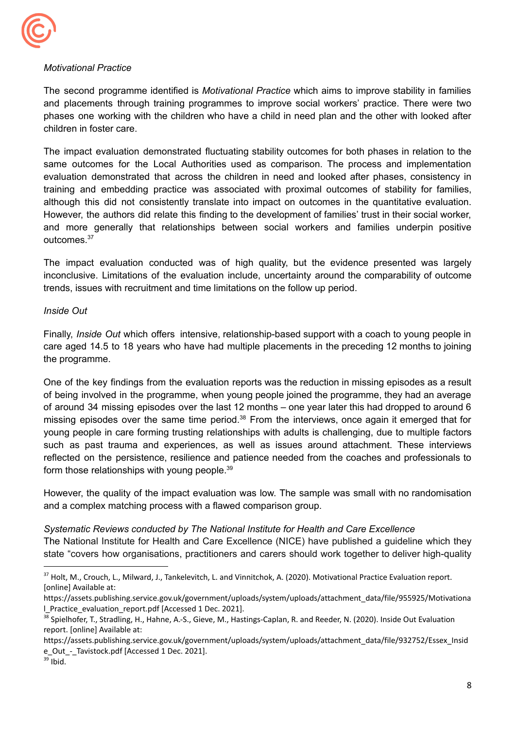*Motivational Practice*

The second programme identified is *Motivational Practice* which aims to improve stability in families and placements through training programmes to improve social workers' practice. There were two phases one working with the children who have a child in need plan and the other with looked after children in foster care.

The impact evaluation demonstrated fluctuating stability outcomes for both phases in relation to the same outcomes for the Local Authorities used as comparison. The process and implementation evaluation demonstrated that across the children in need and looked after phases, consistency in training and embedding practice was associated with proximal outcomes of stability for families, although this did not consistently translate into impact on outcomes in the quantitative evaluation. However, the authors did relate this finding to the development of families' trust in their social worker, and more generally that relationships between social workers and families underpin positive outcomes.[37]

The impact evaluation conducted was of high quality, but the evidence presented was largely inconclusive. Limitations of the evaluation include, uncertainty around the comparability of outcome trends, issues with recruitment and time limitations on the follow up period.

*Inside Out*

Finally, *Inside Out* which offers intensive, relationship-based support with a coach to young people in care aged 14.5 to 18 years who have had multiple placements in the preceding 12 months to joining the programme.

One of the key findings from the evaluation reports was the reduction in missing episodes as a result of being involved in the programme, when young people joined the programme, they had an average of around 34 missing episodes over the last 12 months – one year later this had dropped to around 6 missing episodes over the same time period.[38] From the interviews, once again it emerged that for young people in care forming trusting relationships with adults is challenging, due to multiple factors such as past trauma and experiences, as well as issues around attachment. These interviews reflected on the persistence, resilience and patience needed from the coaches and professionals to form those relationships with young people.[39]

However, the quality of the impact evaluation was low. The sample was small with no randomisation and a complex matching process with a flawed comparison group.

*Systematic Reviews conducted by The National Institute for Health and Care Excellence*

The National Institute for Health and Care Excellence (NICE) have published a guideline which they state "covers how organisations, practitioners and carers should work together to deliver high-quality

---

[37] Holt, M., Crouch, L., Milward, J., Tankelevitch, L. and Vinnitchok, A. (2020). Motivational Practice Evaluation report. [online] Available at: https://assets.publishing.service.gov.uk/government/uploads/system/uploads/attachment_data/file/955925/Motivational_Practice_evaluation_report.pdf [Accessed 1 Dec. 2021].

[38] Spielhofer, T., Stradling, H., Hahne, A.-S., Gieve, M., Hastings-Caplan, R. and Reeder, N. (2020). Inside Out Evaluation report. [online] Available at: https://assets.publishing.service.gov.uk/government/uploads/system/uploads/attachment_data/file/932752/Essex_Inside_Out_-_Tavistock.pdf [Accessed 1 Dec. 2021].

[39] Ibid.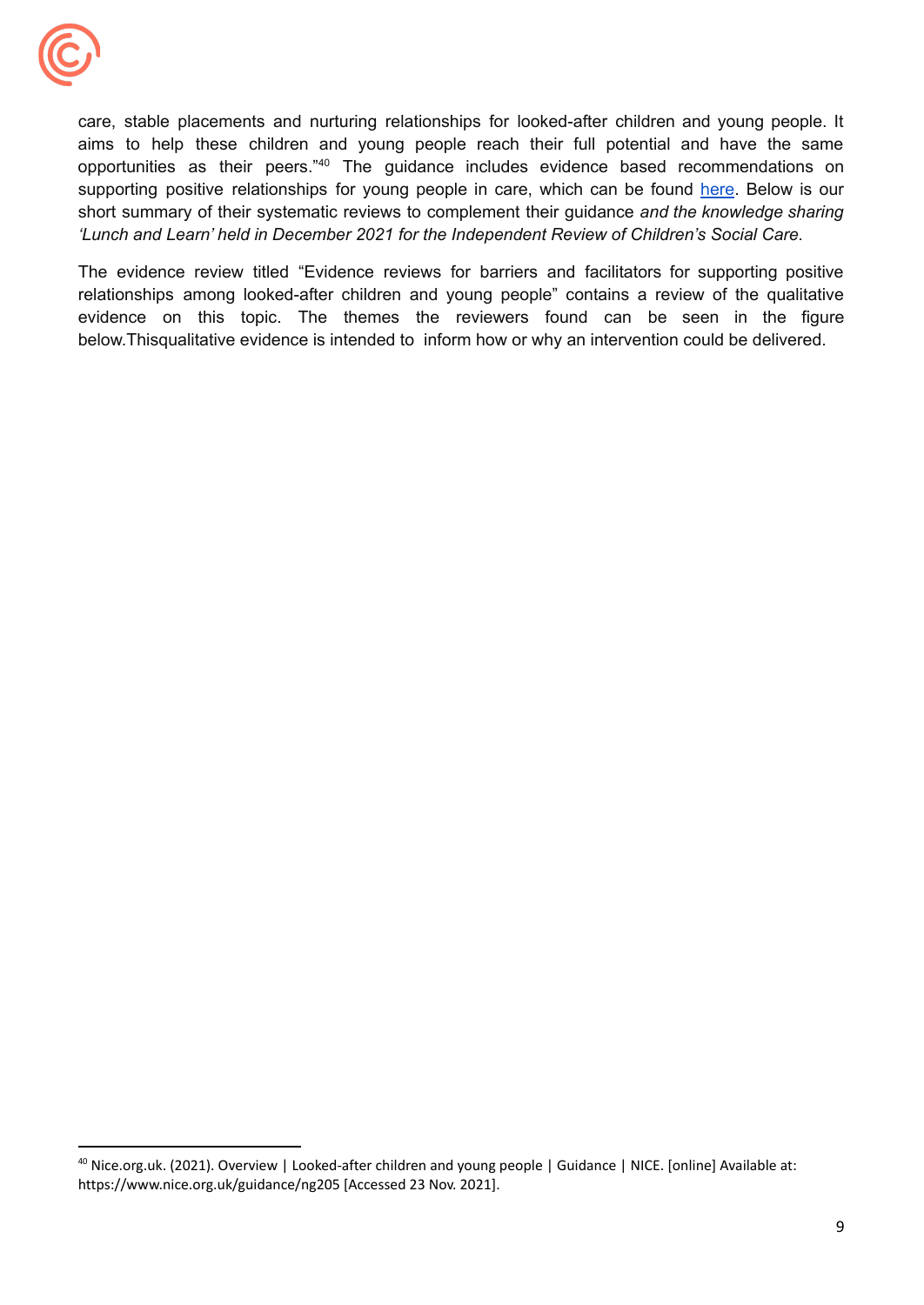care, stable placements and nurturing relationships for looked-after children and young people. It aims to help these children and young people reach their full potential and have the same opportunities as their peers."[40] The guidance includes evidence based recommendations on supporting positive relationships for young people in care, which can be found here. Below is our short summary of their systematic reviews to complement their guidance *and the knowledge sharing 'Lunch and Learn' held in December 2021 for the Independent Review of Children's Social Care.*

The evidence review titled "Evidence reviews for barriers and facilitators for supporting positive relationships among looked-after children and young people" contains a review of the qualitative evidence on this topic. The themes the reviewers found can be seen in the figure below.Thisqualitative evidence is intended to inform how or why an intervention could be delivered.

[40] Nice.org.uk. (2021). Overview | Looked-after children and young people | Guidance | NICE. [online] Available at: https://www.nice.org.uk/guidance/ng205 [Accessed 23 Nov. 2021].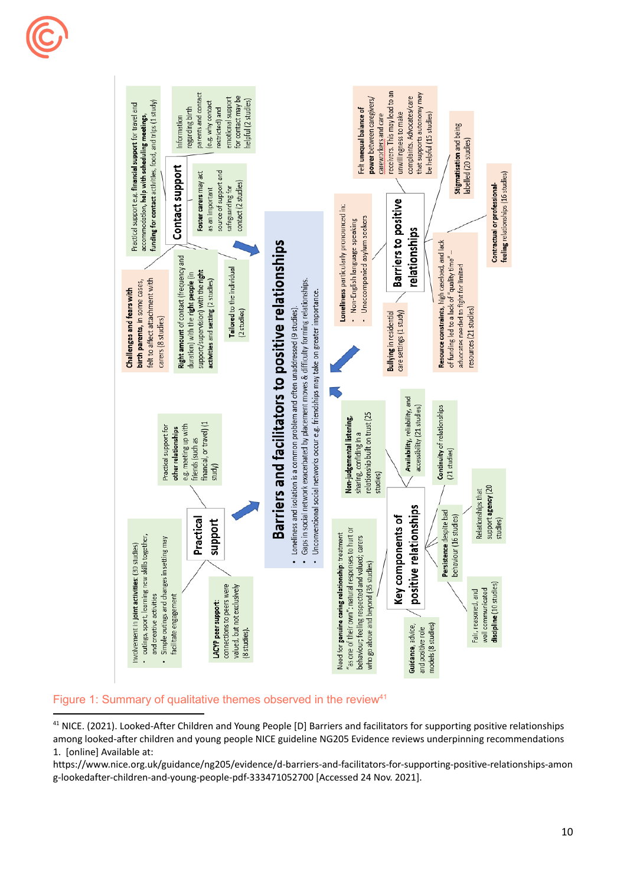# Barriers and facilitators to positive relationships

- Loneliness and isolation is a common problem and often unaddressed (9 studies).
- Gaps in social network exacerbated by placement moves & difficulty forming relationships.
- Unconventional social networks occur e.g. friendships may take on greater importance.

## Practical support

- Involvement in **joint activities** (30 studies)
  - outings, sport, learning new skills together, and creative activities
  - Simple outings and changes in setting may facilitate engagement
- Practical support for **other relationships** e.g. meeting up with friends (such as financial, or travel) (1 study)
- **LACYP peer support:** connections to peers were valued, but not exclusively (8 studies).

## Contact support

- **Challenges and fears with birth parents,** in some cases, felt to affect attachment with carers (8 studies)
- Practical support e.g. **financial support** for travel and accommodation, **help with scheduling meetings, funding for contact** activities, food, and trips (1 study)
- Information regarding birth parents and contact (e.g. why contact restricted) and emotional support for contact may be helpful (2 studies)
- **Foster carers** may act as an important source of support and safeguarding for contact (2 studies)
- **Right amount** of contact (frequency and duration) with the **right people** (in support/supervision) with the **right activities** and **setting** (2 studies)
- **Tailored** to the individual (2 studies)

## Key components of positive relationships

- Need for **genuine caring relationship**: treatment "as one of their own"; natural responses to hurt or behaviour; feeling respected and valued; carers who go above and beyond (35 studies)
- **Non-judgemental listening,** sharing, confiding in a relationship built on trust (25 studies)
- **Availability,** reliability, and accessibility (21 studies)
- **Continuity** of relationships (21 studies)
- **Persistence** despite bad behaviour (16 studies)
- Relationships that support **agency** (20 studies)
- Fair, reasoned, and well communicated **discipline** (10 studies)
- **Guidance,** advice, and positive role models (8 studies)

## Barriers to positive relationships

- **Loneliness** particularly pronounced in:
  - Non-English language speaking
  - Unaccompanied asylum seekers
- Felt **unequal balance of power** between caregivers/careworkers and care receivers. This may lead to an unwillingness to make complaints. Advocates/care that supports autonomy may be helpful (15 studies)
- **Stigmatisation** and being labelled (20 studies)
- **Contractual or professional-feeling** relationships (16 studies)
- **Resource constraints,** high caseload, and lack of funding led to a lack of "quality time" – advocates needed to fight for limited resources (21 studies)
- **Bullying** in residential care settings (1 study)

Figure 1: Summary of qualitative themes observed in the review[41]

[41] NICE. (2021). Looked-After Children and Young People [D] Barriers and facilitators for supporting positive relationships among looked-after children and young people NICE guideline NG205 Evidence reviews underpinning recommendations 1. [online] Available at: https://www.nice.org.uk/guidance/ng205/evidence/d-barriers-and-facilitators-for-supporting-positive-relationships-among-lookedafter-children-and-young-people-pdf-333471052700 [Accessed 24 Nov. 2021].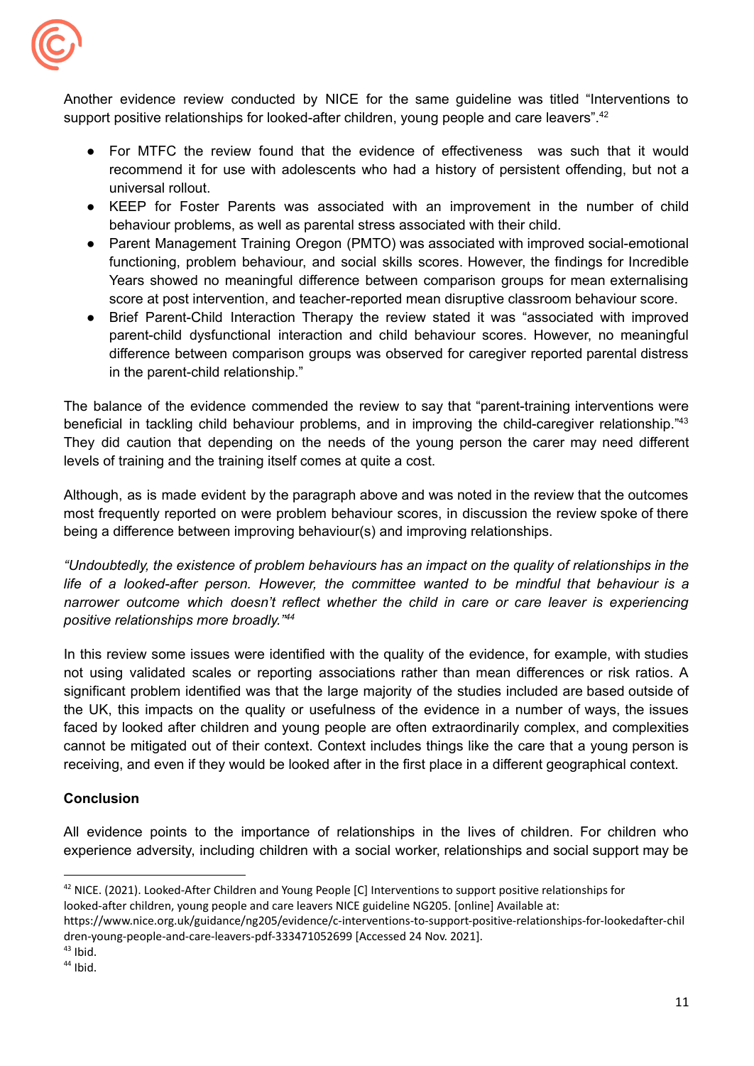Another evidence review conducted by NICE for the same guideline was titled "Interventions to support positive relationships for looked-after children, young people and care leavers".[42]

- For MTFC the review found that the evidence of effectiveness  was such that it would recommend it for use with adolescents who had a history of persistent offending, but not a universal rollout.
- KEEP for Foster Parents was associated with an improvement in the number of child behaviour problems, as well as parental stress associated with their child.
- Parent Management Training Oregon (PMTO) was associated with improved social-emotional functioning, problem behaviour, and social skills scores. However, the findings for Incredible Years showed no meaningful difference between comparison groups for mean externalising score at post intervention, and teacher-reported mean disruptive classroom behaviour score.
- Brief Parent-Child Interaction Therapy the review stated it was "associated with improved parent-child dysfunctional interaction and child behaviour scores. However, no meaningful difference between comparison groups was observed for caregiver reported parental distress in the parent-child relationship."

The balance of the evidence commended the review to say that "parent-training interventions were beneficial in tackling child behaviour problems, and in improving the child-caregiver relationship."[43] They did caution that depending on the needs of the young person the carer may need different levels of training and the training itself comes at quite a cost.

Although, as is made evident by the paragraph above and was noted in the review that the outcomes most frequently reported on were problem behaviour scores, in discussion the review spoke of there being a difference between improving behaviour(s) and improving relationships.

*"Undoubtedly, the existence of problem behaviours has an impact on the quality of relationships in the life of a looked-after person. However, the committee wanted to be mindful that behaviour is a narrower outcome which doesn't reflect whether the child in care or care leaver is experiencing positive relationships more broadly."[44]*

In this review some issues were identified with the quality of the evidence, for example, with studies not using validated scales or reporting associations rather than mean differences or risk ratios. A significant problem identified was that the large majority of the studies included are based outside of the UK, this impacts on the quality or usefulness of the evidence in a number of ways, the issues faced by looked after children and young people are often extraordinarily complex, and complexities cannot be mitigated out of their context. Context includes things like the care that a young person is receiving, and even if they would be looked after in the first place in a different geographical context.

**Conclusion**

All evidence points to the importance of relationships in the lives of children. For children who experience adversity, including children with a social worker, relationships and social support may be

---

[42] NICE. (2021). Looked-After Children and Young People [C] Interventions to support positive relationships for looked-after children, young people and care leavers NICE guideline NG205. [online] Available at: https://www.nice.org.uk/guidance/ng205/evidence/c-interventions-to-support-positive-relationships-for-lookedafter-children-young-people-and-care-leavers-pdf-333471052699 [Accessed 24 Nov. 2021].

[43] Ibid.

[44] Ibid.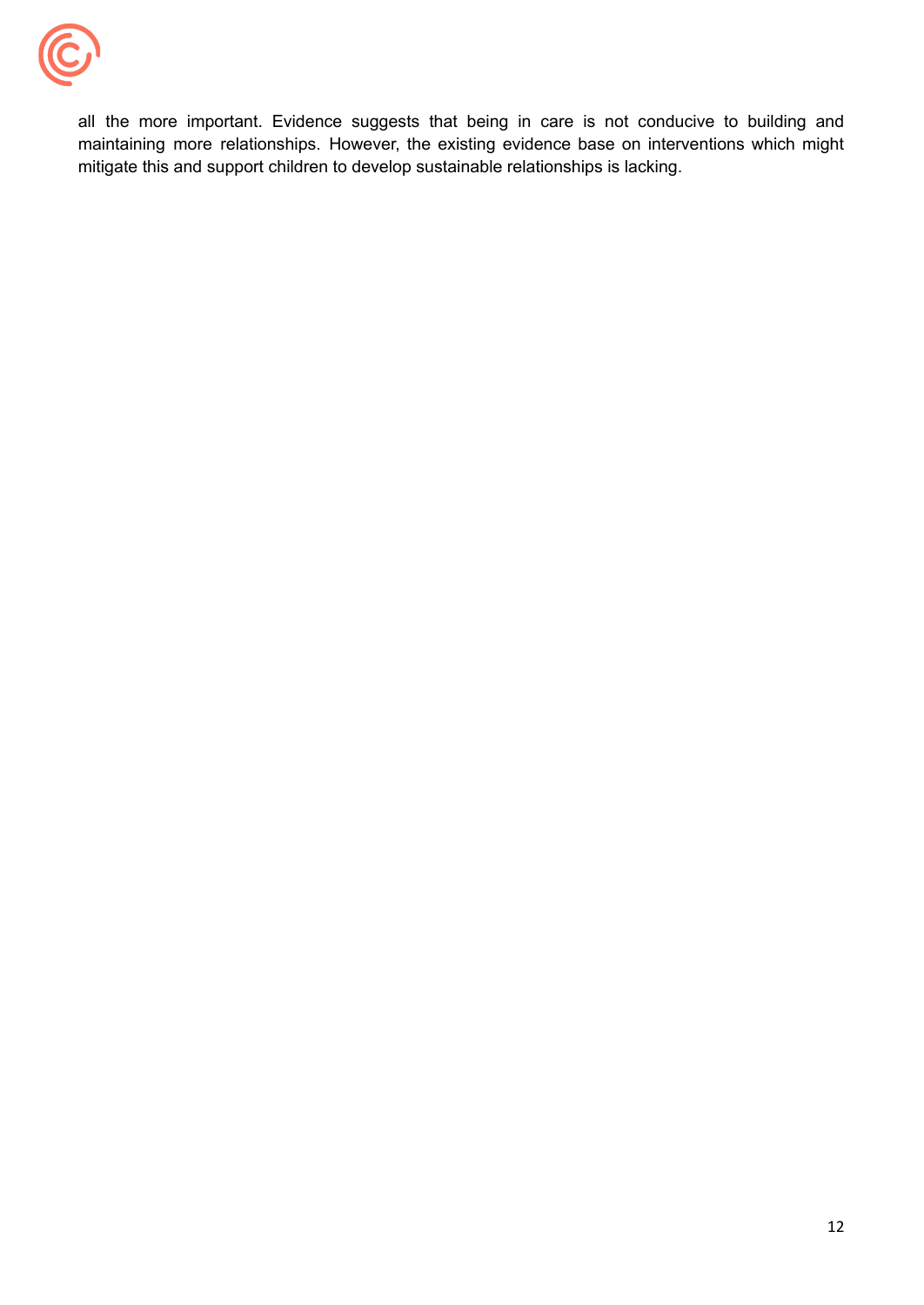all the more important. Evidence suggests that being in care is not conducive to building and maintaining more relationships. However, the existing evidence base on interventions which might mitigate this and support children to develop sustainable relationships is lacking.